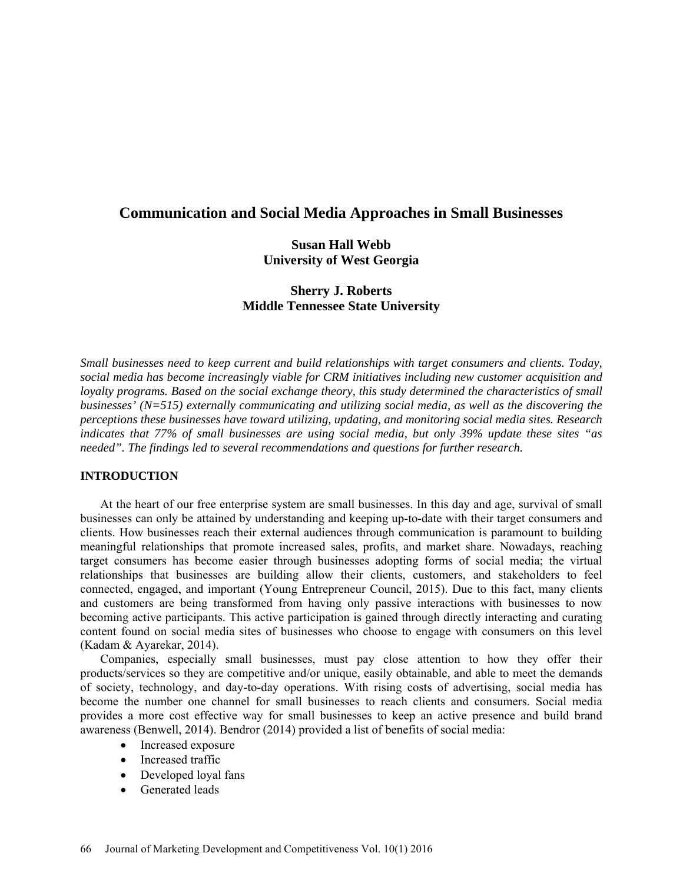# Communication and Social Media Approaches in Small Businesses

**Susan Hall Webb**
**University of West Georgia**

**Sherry J. Roberts**
**Middle Tennessee State University**

*Small businesses need to keep current and build relationships with target consumers and clients. Today, social media has become increasingly viable for CRM initiatives including new customer acquisition and loyalty programs. Based on the social exchange theory, this study determined the characteristics of small businesses' (N=515) externally communicating and utilizing social media, as well as the discovering the perceptions these businesses have toward utilizing, updating, and monitoring social media sites. Research indicates that 77% of small businesses are using social media, but only 39% update these sites "as needed". The findings led to several recommendations and questions for further research.*

## INTRODUCTION

At the heart of our free enterprise system are small businesses. In this day and age, survival of small businesses can only be attained by understanding and keeping up-to-date with their target consumers and clients. How businesses reach their external audiences through communication is paramount to building meaningful relationships that promote increased sales, profits, and market share. Nowadays, reaching target consumers has become easier through businesses adopting forms of social media; the virtual relationships that businesses are building allow their clients, customers, and stakeholders to feel connected, engaged, and important (Young Entrepreneur Council, 2015). Due to this fact, many clients and customers are being transformed from having only passive interactions with businesses to now becoming active participants. This active participation is gained through directly interacting and curating content found on social media sites of businesses who choose to engage with consumers on this level (Kadam & Ayarekar, 2014).

Companies, especially small businesses, must pay close attention to how they offer their products/services so they are competitive and/or unique, easily obtainable, and able to meet the demands of society, technology, and day-to-day operations. With rising costs of advertising, social media has become the number one channel for small businesses to reach clients and consumers. Social media provides a more cost effective way for small businesses to keep an active presence and build brand awareness (Benwell, 2014). Bendror (2014) provided a list of benefits of social media:

- Increased exposure
- Increased traffic
- Developed loyal fans
- Generated leads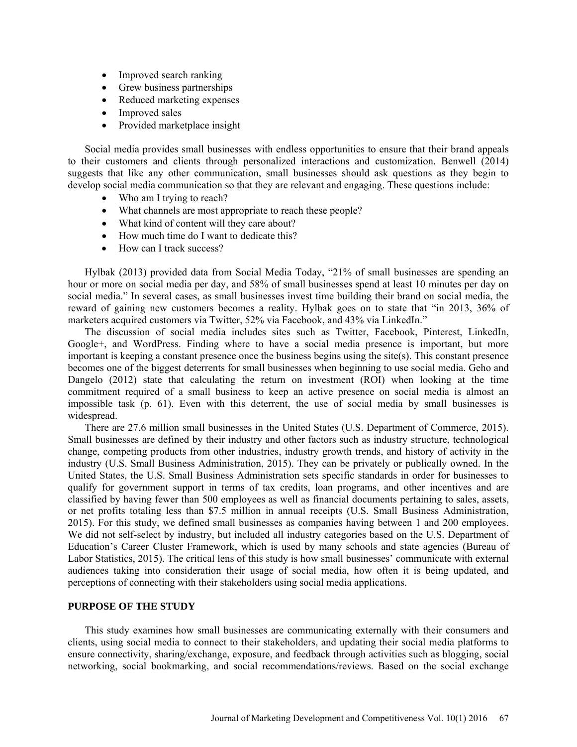- Improved search ranking
- Grew business partnerships
- Reduced marketing expenses
- Improved sales
- Provided marketplace insight

Social media provides small businesses with endless opportunities to ensure that their brand appeals to their customers and clients through personalized interactions and customization. Benwell (2014) suggests that like any other communication, small businesses should ask questions as they begin to develop social media communication so that they are relevant and engaging. These questions include:

- Who am I trying to reach?
- What channels are most appropriate to reach these people?
- What kind of content will they care about?
- How much time do I want to dedicate this?
- How can I track success?

Hylbak (2013) provided data from Social Media Today, "21% of small businesses are spending an hour or more on social media per day, and 58% of small businesses spend at least 10 minutes per day on social media." In several cases, as small businesses invest time building their brand on social media, the reward of gaining new customers becomes a reality. Hylbak goes on to state that "in 2013, 36% of marketers acquired customers via Twitter, 52% via Facebook, and 43% via LinkedIn."

The discussion of social media includes sites such as Twitter, Facebook, Pinterest, LinkedIn, Google+, and WordPress. Finding where to have a social media presence is important, but more important is keeping a constant presence once the business begins using the site(s). This constant presence becomes one of the biggest deterrents for small businesses when beginning to use social media. Geho and Dangelo (2012) state that calculating the return on investment (ROI) when looking at the time commitment required of a small business to keep an active presence on social media is almost an impossible task (p. 61). Even with this deterrent, the use of social media by small businesses is widespread.

There are 27.6 million small businesses in the United States (U.S. Department of Commerce, 2015). Small businesses are defined by their industry and other factors such as industry structure, technological change, competing products from other industries, industry growth trends, and history of activity in the industry (U.S. Small Business Administration, 2015). They can be privately or publically owned. In the United States, the U.S. Small Business Administration sets specific standards in order for businesses to qualify for government support in terms of tax credits, loan programs, and other incentives and are classified by having fewer than 500 employees as well as financial documents pertaining to sales, assets, or net profits totaling less than $7.5 million in annual receipts (U.S. Small Business Administration, 2015). For this study, we defined small businesses as companies having between 1 and 200 employees. We did not self-select by industry, but included all industry categories based on the U.S. Department of Education's Career Cluster Framework, which is used by many schools and state agencies (Bureau of Labor Statistics, 2015). The critical lens of this study is how small businesses' communicate with external audiences taking into consideration their usage of social media, how often it is being updated, and perceptions of connecting with their stakeholders using social media applications.

## PURPOSE OF THE STUDY

This study examines how small businesses are communicating externally with their consumers and clients, using social media to connect to their stakeholders, and updating their social media platforms to ensure connectivity, sharing/exchange, exposure, and feedback through activities such as blogging, social networking, social bookmarking, and social recommendations/reviews. Based on the social exchange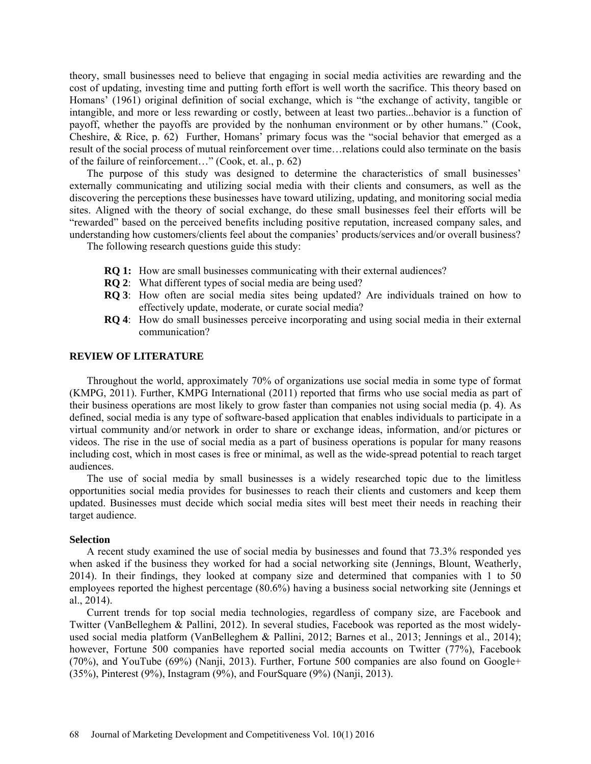theory, small businesses need to believe that engaging in social media activities are rewarding and the cost of updating, investing time and putting forth effort is well worth the sacrifice. This theory based on Homans' (1961) original definition of social exchange, which is "the exchange of activity, tangible or intangible, and more or less rewarding or costly, between at least two parties...behavior is a function of payoff, whether the payoffs are provided by the nonhuman environment or by other humans." (Cook, Cheshire, & Rice, p. 62) Further, Homans' primary focus was the "social behavior that emerged as a result of the social process of mutual reinforcement over time…relations could also terminate on the basis of the failure of reinforcement…" (Cook, et. al., p. 62)

The purpose of this study was designed to determine the characteristics of small businesses' externally communicating and utilizing social media with their clients and consumers, as well as the discovering the perceptions these businesses have toward utilizing, updating, and monitoring social media sites. Aligned with the theory of social exchange, do these small businesses feel their efforts will be "rewarded" based on the perceived benefits including positive reputation, increased company sales, and understanding how customers/clients feel about the companies' products/services and/or overall business?

The following research questions guide this study:

- **RQ 1:** How are small businesses communicating with their external audiences?
- **RQ 2**: What different types of social media are being used?
- **RQ 3**: How often are social media sites being updated? Are individuals trained on how to effectively update, moderate, or curate social media?
- **RQ 4**: How do small businesses perceive incorporating and using social media in their external communication?

## REVIEW OF LITERATURE

Throughout the world, approximately 70% of organizations use social media in some type of format (KMPG, 2011). Further, KMPG International (2011) reported that firms who use social media as part of their business operations are most likely to grow faster than companies not using social media (p. 4). As defined, social media is any type of software-based application that enables individuals to participate in a virtual community and/or network in order to share or exchange ideas, information, and/or pictures or videos. The rise in the use of social media as a part of business operations is popular for many reasons including cost, which in most cases is free or minimal, as well as the wide-spread potential to reach target audiences.

The use of social media by small businesses is a widely researched topic due to the limitless opportunities social media provides for businesses to reach their clients and customers and keep them updated. Businesses must decide which social media sites will best meet their needs in reaching their target audience.

### Selection

A recent study examined the use of social media by businesses and found that 73.3% responded yes when asked if the business they worked for had a social networking site (Jennings, Blount, Weatherly, 2014). In their findings, they looked at company size and determined that companies with 1 to 50 employees reported the highest percentage (80.6%) having a business social networking site (Jennings et al., 2014).

Current trends for top social media technologies, regardless of company size, are Facebook and Twitter (VanBelleghem & Pallini, 2012). In several studies, Facebook was reported as the most widely-used social media platform (VanBelleghem & Pallini, 2012; Barnes et al., 2013; Jennings et al., 2014); however, Fortune 500 companies have reported social media accounts on Twitter (77%), Facebook (70%), and YouTube (69%) (Nanji, 2013). Further, Fortune 500 companies are also found on Google+ (35%), Pinterest (9%), Instagram (9%), and FourSquare (9%) (Nanji, 2013).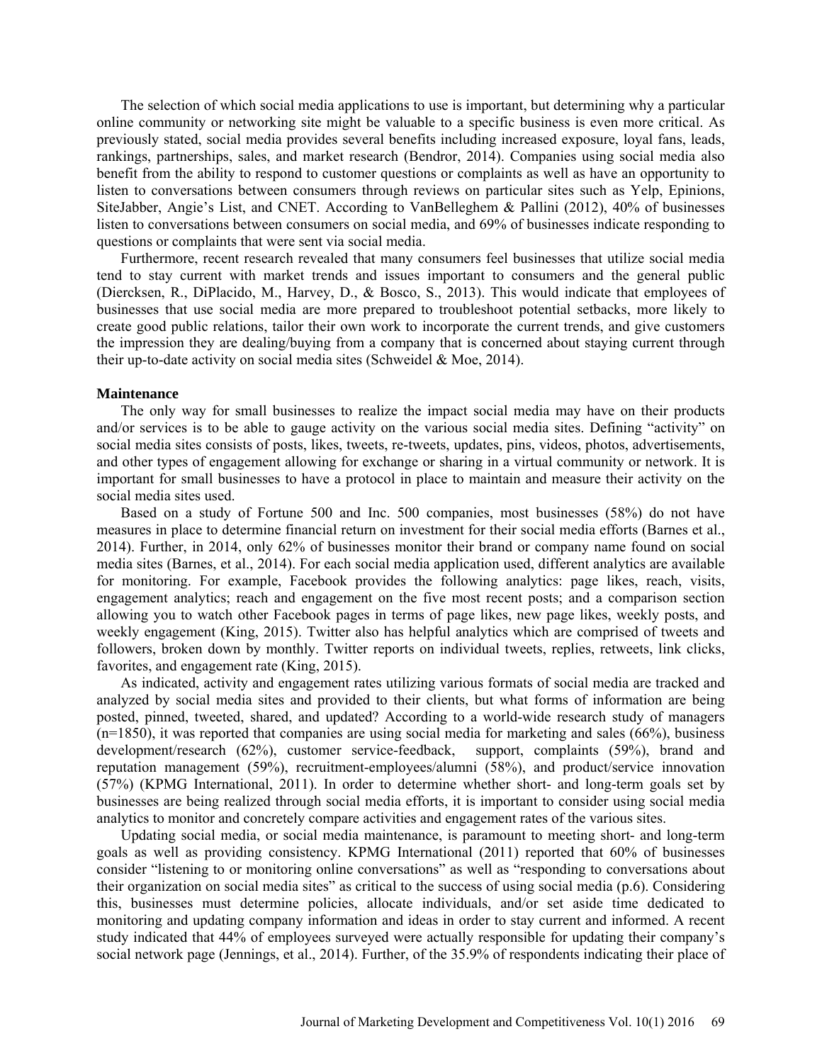The selection of which social media applications to use is important, but determining why a particular online community or networking site might be valuable to a specific business is even more critical. As previously stated, social media provides several benefits including increased exposure, loyal fans, leads, rankings, partnerships, sales, and market research (Bendror, 2014). Companies using social media also benefit from the ability to respond to customer questions or complaints as well as have an opportunity to listen to conversations between consumers through reviews on particular sites such as Yelp, Epinions, SiteJabber, Angie's List, and CNET. According to VanBelleghem & Pallini (2012), 40% of businesses listen to conversations between consumers on social media, and 69% of businesses indicate responding to questions or complaints that were sent via social media.

Furthermore, recent research revealed that many consumers feel businesses that utilize social media tend to stay current with market trends and issues important to consumers and the general public (Diercksen, R., DiPlacido, M., Harvey, D., & Bosco, S., 2013). This would indicate that employees of businesses that use social media are more prepared to troubleshoot potential setbacks, more likely to create good public relations, tailor their own work to incorporate the current trends, and give customers the impression they are dealing/buying from a company that is concerned about staying current through their up-to-date activity on social media sites (Schweidel & Moe, 2014).

### Maintenance

The only way for small businesses to realize the impact social media may have on their products and/or services is to be able to gauge activity on the various social media sites. Defining "activity" on social media sites consists of posts, likes, tweets, re-tweets, updates, pins, videos, photos, advertisements, and other types of engagement allowing for exchange or sharing in a virtual community or network. It is important for small businesses to have a protocol in place to maintain and measure their activity on the social media sites used.

Based on a study of Fortune 500 and Inc. 500 companies, most businesses (58%) do not have measures in place to determine financial return on investment for their social media efforts (Barnes et al., 2014). Further, in 2014, only 62% of businesses monitor their brand or company name found on social media sites (Barnes, et al., 2014). For each social media application used, different analytics are available for monitoring. For example, Facebook provides the following analytics: page likes, reach, visits, engagement analytics; reach and engagement on the five most recent posts; and a comparison section allowing you to watch other Facebook pages in terms of page likes, new page likes, weekly posts, and weekly engagement (King, 2015). Twitter also has helpful analytics which are comprised of tweets and followers, broken down by monthly. Twitter reports on individual tweets, replies, retweets, link clicks, favorites, and engagement rate (King, 2015).

As indicated, activity and engagement rates utilizing various formats of social media are tracked and analyzed by social media sites and provided to their clients, but what forms of information are being posted, pinned, tweeted, shared, and updated? According to a world-wide research study of managers (n=1850), it was reported that companies are using social media for marketing and sales (66%), business development/research (62%), customer service-feedback, support, complaints (59%), brand and reputation management (59%), recruitment-employees/alumni (58%), and product/service innovation (57%) (KPMG International, 2011). In order to determine whether short- and long-term goals set by businesses are being realized through social media efforts, it is important to consider using social media analytics to monitor and concretely compare activities and engagement rates of the various sites.

Updating social media, or social media maintenance, is paramount to meeting short- and long-term goals as well as providing consistency. KPMG International (2011) reported that 60% of businesses consider "listening to or monitoring online conversations" as well as "responding to conversations about their organization on social media sites" as critical to the success of using social media (p.6). Considering this, businesses must determine policies, allocate individuals, and/or set aside time dedicated to monitoring and updating company information and ideas in order to stay current and informed. A recent study indicated that 44% of employees surveyed were actually responsible for updating their company's social network page (Jennings, et al., 2014). Further, of the 35.9% of respondents indicating their place of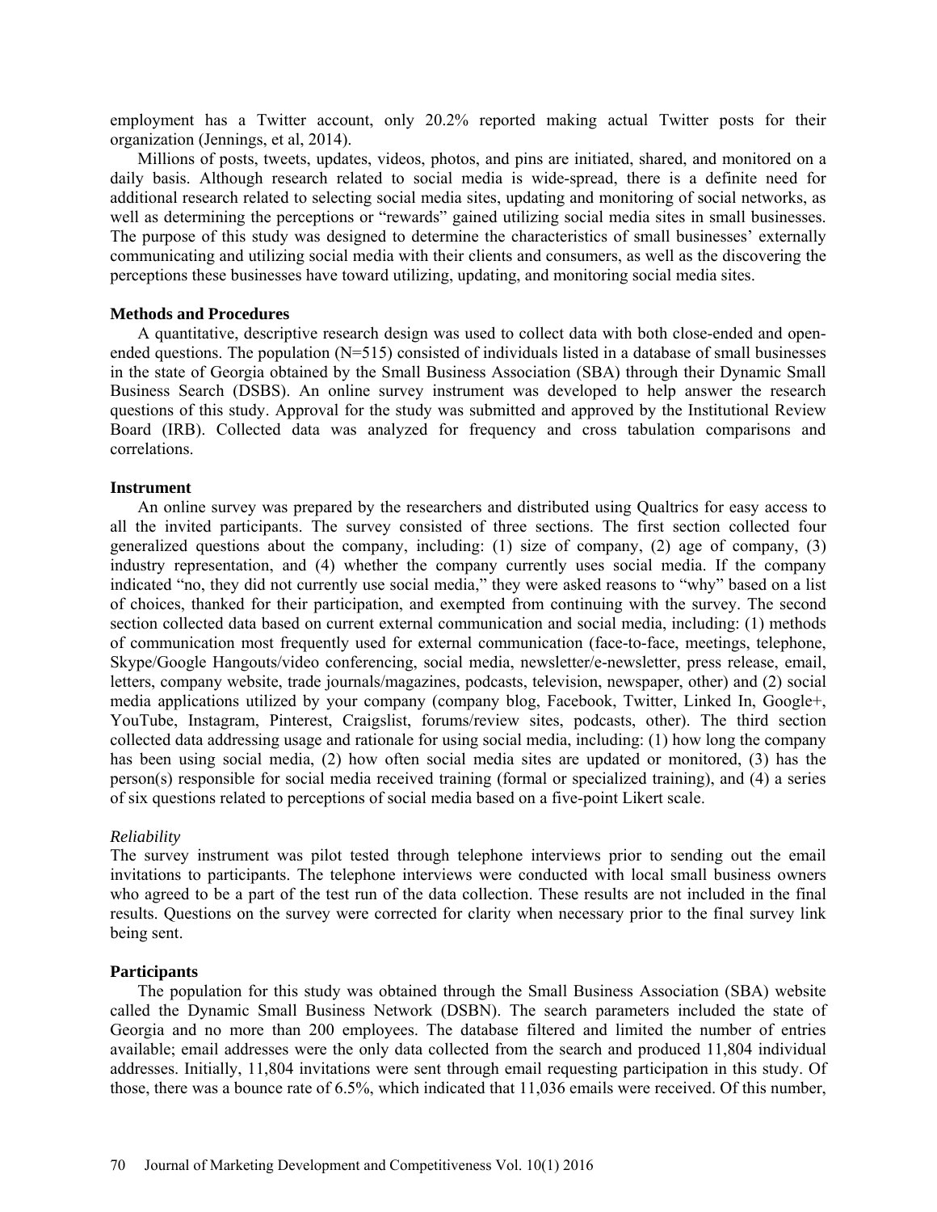employment has a Twitter account, only 20.2% reported making actual Twitter posts for their organization (Jennings, et al, 2014).

Millions of posts, tweets, updates, videos, photos, and pins are initiated, shared, and monitored on a daily basis. Although research related to social media is wide-spread, there is a definite need for additional research related to selecting social media sites, updating and monitoring of social networks, as well as determining the perceptions or "rewards" gained utilizing social media sites in small businesses. The purpose of this study was designed to determine the characteristics of small businesses' externally communicating and utilizing social media with their clients and consumers, as well as the discovering the perceptions these businesses have toward utilizing, updating, and monitoring social media sites.

**Methods and Procedures**

A quantitative, descriptive research design was used to collect data with both close-ended and open-ended questions. The population (N=515) consisted of individuals listed in a database of small businesses in the state of Georgia obtained by the Small Business Association (SBA) through their Dynamic Small Business Search (DSBS). An online survey instrument was developed to help answer the research questions of this study. Approval for the study was submitted and approved by the Institutional Review Board (IRB). Collected data was analyzed for frequency and cross tabulation comparisons and correlations.

**Instrument**

An online survey was prepared by the researchers and distributed using Qualtrics for easy access to all the invited participants. The survey consisted of three sections. The first section collected four generalized questions about the company, including: (1) size of company, (2) age of company, (3) industry representation, and (4) whether the company currently uses social media. If the company indicated "no, they did not currently use social media," they were asked reasons to "why" based on a list of choices, thanked for their participation, and exempted from continuing with the survey. The second section collected data based on current external communication and social media, including: (1) methods of communication most frequently used for external communication (face-to-face, meetings, telephone, Skype/Google Hangouts/video conferencing, social media, newsletter/e-newsletter, press release, email, letters, company website, trade journals/magazines, podcasts, television, newspaper, other) and (2) social media applications utilized by your company (company blog, Facebook, Twitter, Linked In, Google+, YouTube, Instagram, Pinterest, Craigslist, forums/review sites, podcasts, other). The third section collected data addressing usage and rationale for using social media, including: (1) how long the company has been using social media, (2) how often social media sites are updated or monitored, (3) has the person(s) responsible for social media received training (formal or specialized training), and (4) a series of six questions related to perceptions of social media based on a five-point Likert scale.

*Reliability*

The survey instrument was pilot tested through telephone interviews prior to sending out the email invitations to participants. The telephone interviews were conducted with local small business owners who agreed to be a part of the test run of the data collection. These results are not included in the final results. Questions on the survey were corrected for clarity when necessary prior to the final survey link being sent.

**Participants**

The population for this study was obtained through the Small Business Association (SBA) website called the Dynamic Small Business Network (DSBN). The search parameters included the state of Georgia and no more than 200 employees. The database filtered and limited the number of entries available; email addresses were the only data collected from the search and produced 11,804 individual addresses. Initially, 11,804 invitations were sent through email requesting participation in this study. Of those, there was a bounce rate of 6.5%, which indicated that 11,036 emails were received. Of this number,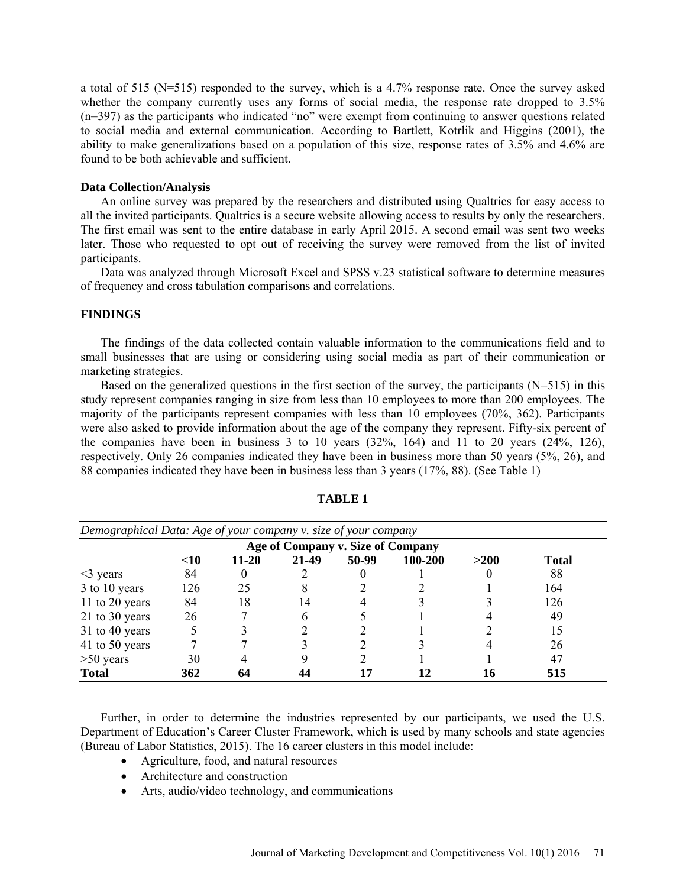a total of 515 (N=515) responded to the survey, which is a 4.7% response rate. Once the survey asked whether the company currently uses any forms of social media, the response rate dropped to 3.5% (n=397) as the participants who indicated "no" were exempt from continuing to answer questions related to social media and external communication. According to Bartlett, Kotrlik and Higgins (2001), the ability to make generalizations based on a population of this size, response rates of 3.5% and 4.6% are found to be both achievable and sufficient.

**Data Collection/Analysis**

An online survey was prepared by the researchers and distributed using Qualtrics for easy access to all the invited participants. Qualtrics is a secure website allowing access to results by only the researchers. The first email was sent to the entire database in early April 2015. A second email was sent two weeks later. Those who requested to opt out of receiving the survey were removed from the list of invited participants.

Data was analyzed through Microsoft Excel and SPSS v.23 statistical software to determine measures of frequency and cross tabulation comparisons and correlations.

**FINDINGS**

The findings of the data collected contain valuable information to the communications field and to small businesses that are using or considering using social media as part of their communication or marketing strategies.

Based on the generalized questions in the first section of the survey, the participants (N=515) in this study represent companies ranging in size from less than 10 employees to more than 200 employees. The majority of the participants represent companies with less than 10 employees (70%, 362). Participants were also asked to provide information about the age of the company they represent. Fifty-six percent of the companies have been in business 3 to 10 years (32%, 164) and 11 to 20 years (24%, 126), respectively. Only 26 companies indicated they have been in business more than 50 years (5%, 26), and 88 companies indicated they have been in business less than 3 years (17%, 88). (See Table 1)

**TABLE 1**

*Demographical Data: Age of your company v. size of your company*

| | Age of Company v. Size of Company | | | | | | |
|---|---|---|---|---|---|---|---|
| | **<10** | **11-20** | **21-49** | **50-99** | **100-200** | **>200** | **Total** |
| <3 years | 84 | 0 | 2 | 0 | 1 | 0 | 88 |
| 3 to 10 years | 126 | 25 | 8 | 2 | 2 | 1 | 164 |
| 11 to 20 years | 84 | 18 | 14 | 4 | 3 | 3 | 126 |
| 21 to 30 years | 26 | 7 | 6 | 5 | 1 | 4 | 49 |
| 31 to 40 years | 5 | 3 | 2 | 2 | 1 | 2 | 15 |
| 41 to 50 years | 7 | 7 | 3 | 2 | 3 | 4 | 26 |
| >50 years | 30 | 4 | 9 | 2 | 1 | 1 | 47 |
| **Total** | **362** | **64** | **44** | **17** | **12** | **16** | **515** |

Further, in order to determine the industries represented by our participants, we used the U.S. Department of Education's Career Cluster Framework, which is used by many schools and state agencies (Bureau of Labor Statistics, 2015). The 16 career clusters in this model include:

- Agriculture, food, and natural resources
- Architecture and construction
- Arts, audio/video technology, and communications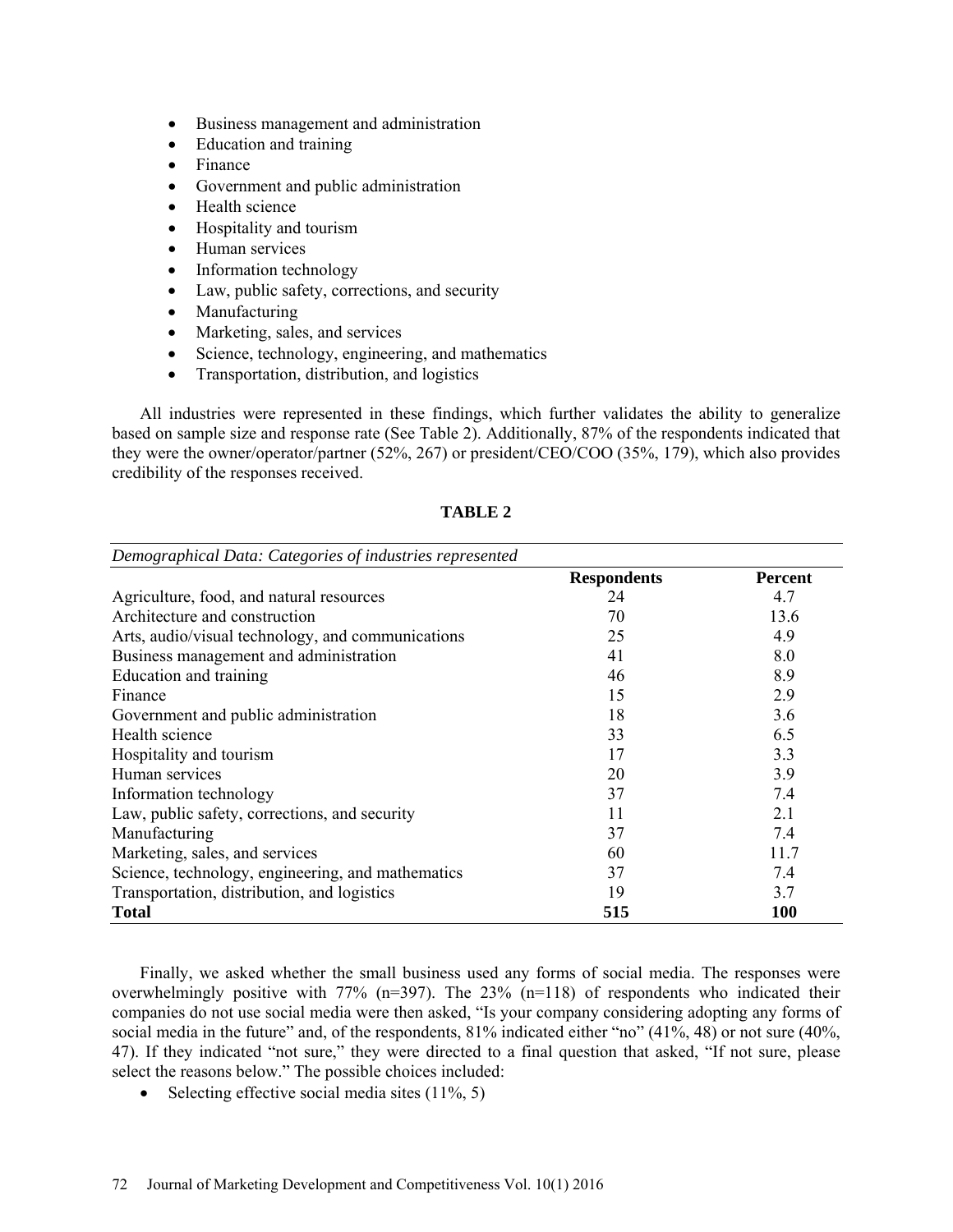- Business management and administration
- Education and training
- Finance
- Government and public administration
- Health science
- Hospitality and tourism
- Human services
- Information technology
- Law, public safety, corrections, and security
- Manufacturing
- Marketing, sales, and services
- Science, technology, engineering, and mathematics
- Transportation, distribution, and logistics

All industries were represented in these findings, which further validates the ability to generalize based on sample size and response rate (See Table 2). Additionally, 87% of the respondents indicated that they were the owner/operator/partner (52%, 267) or president/CEO/COO (35%, 179), which also provides credibility of the responses received.

**TABLE 2**

*Demographical Data: Categories of industries represented*

| | Respondents | Percent |
|---|---|---|
| Agriculture, food, and natural resources | 24 | 4.7 |
| Architecture and construction | 70 | 13.6 |
| Arts, audio/visual technology, and communications | 25 | 4.9 |
| Business management and administration | 41 | 8.0 |
| Education and training | 46 | 8.9 |
| Finance | 15 | 2.9 |
| Government and public administration | 18 | 3.6 |
| Health science | 33 | 6.5 |
| Hospitality and tourism | 17 | 3.3 |
| Human services | 20 | 3.9 |
| Information technology | 37 | 7.4 |
| Law, public safety, corrections, and security | 11 | 2.1 |
| Manufacturing | 37 | 7.4 |
| Marketing, sales, and services | 60 | 11.7 |
| Science, technology, engineering, and mathematics | 37 | 7.4 |
| Transportation, distribution, and logistics | 19 | 3.7 |
| **Total** | **515** | **100** |

Finally, we asked whether the small business used any forms of social media. The responses were overwhelmingly positive with 77% (n=397). The 23% (n=118) of respondents who indicated their companies do not use social media were then asked, "Is your company considering adopting any forms of social media in the future" and, of the respondents, 81% indicated either "no" (41%, 48) or not sure (40%, 47). If they indicated "not sure," they were directed to a final question that asked, "If not sure, please select the reasons below." The possible choices included:

- Selecting effective social media sites (11%, 5)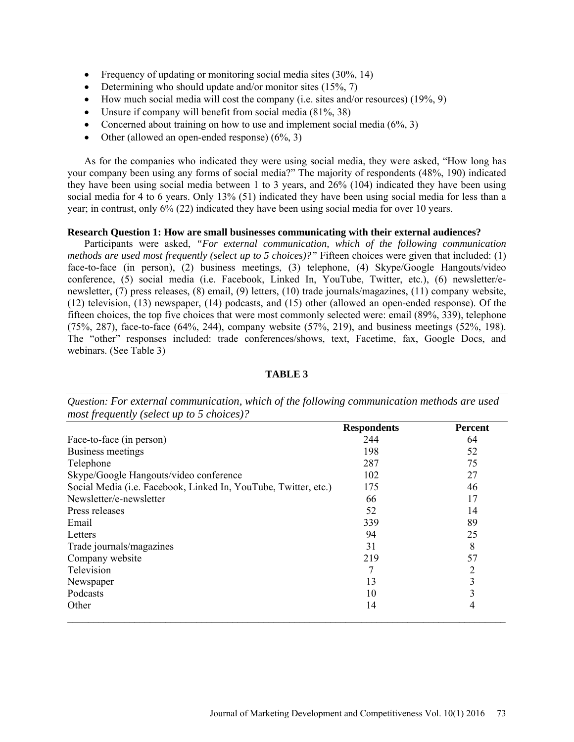- Frequency of updating or monitoring social media sites (30%, 14)
- Determining who should update and/or monitor sites (15%, 7)
- How much social media will cost the company (i.e. sites and/or resources) (19%, 9)
- Unsure if company will benefit from social media (81%, 38)
- Concerned about training on how to use and implement social media (6%, 3)
- Other (allowed an open-ended response) (6%, 3)

As for the companies who indicated they were using social media, they were asked, "How long has your company been using any forms of social media?" The majority of respondents (48%, 190) indicated they have been using social media between 1 to 3 years, and 26% (104) indicated they have been using social media for 4 to 6 years. Only 13% (51) indicated they have been using social media for less than a year; in contrast, only 6% (22) indicated they have been using social media for over 10 years.

**Research Question 1: How are small businesses communicating with their external audiences?**

Participants were asked, *"For external communication, which of the following communication methods are used most frequently (select up to 5 choices)?"* Fifteen choices were given that included: (1) face-to-face (in person), (2) business meetings, (3) telephone, (4) Skype/Google Hangouts/video conference, (5) social media (i.e. Facebook, Linked In, YouTube, Twitter, etc.), (6) newsletter/e-newsletter, (7) press releases, (8) email, (9) letters, (10) trade journals/magazines, (11) company website, (12) television, (13) newspaper, (14) podcasts, and (15) other (allowed an open-ended response). Of the fifteen choices, the top five choices that were most commonly selected were: email (89%, 339), telephone (75%, 287), face-to-face (64%, 244), company website (57%, 219), and business meetings (52%, 198). The "other" responses included: trade conferences/shows, text, Facetime, fax, Google Docs, and webinars. (See Table 3)

**TABLE 3**

*Question: For external communication, which of the following communication methods are used most frequently (select up to 5 choices)?*

| | Respondents | Percent |
|---|---|---|
| Face-to-face (in person) | 244 | 64 |
| Business meetings | 198 | 52 |
| Telephone | 287 | 75 |
| Skype/Google Hangouts/video conference | 102 | 27 |
| Social Media (i.e. Facebook, Linked In, YouTube, Twitter, etc.) | 175 | 46 |
| Newsletter/e-newsletter | 66 | 17 |
| Press releases | 52 | 14 |
| Email | 339 | 89 |
| Letters | 94 | 25 |
| Trade journals/magazines | 31 | 8 |
| Company website | 219 | 57 |
| Television | 7 | 2 |
| Newspaper | 13 | 3 |
| Podcasts | 10 | 3 |
| Other | 14 | 4 |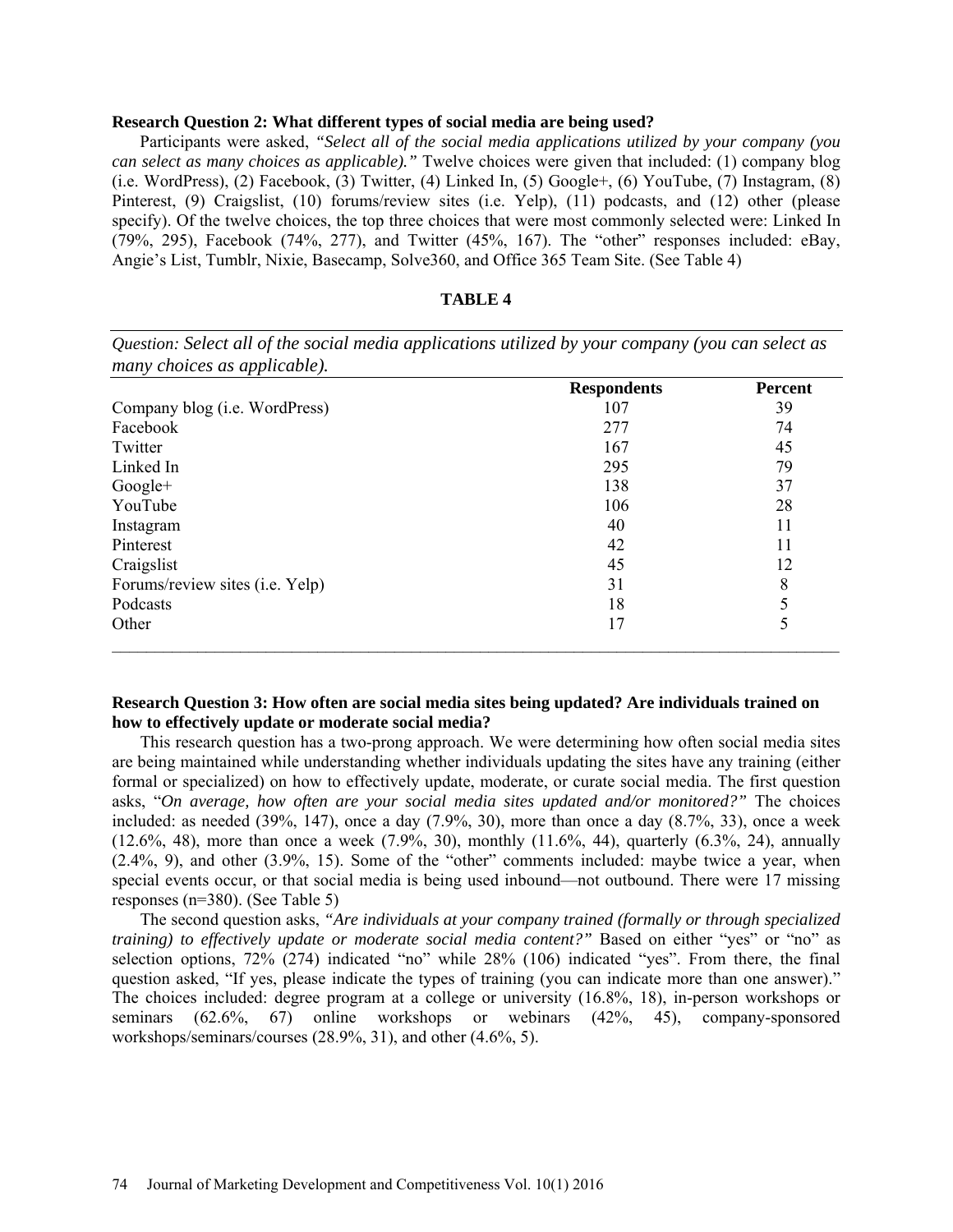**Research Question 2: What different types of social media are being used?**

Participants were asked, *"Select all of the social media applications utilized by your company (you can select as many choices as applicable)."* Twelve choices were given that included: (1) company blog (i.e. WordPress), (2) Facebook, (3) Twitter, (4) Linked In, (5) Google+, (6) YouTube, (7) Instagram, (8) Pinterest, (9) Craigslist, (10) forums/review sites (i.e. Yelp), (11) podcasts, and (12) other (please specify). Of the twelve choices, the top three choices that were most commonly selected were: Linked In (79%, 295), Facebook (74%, 277), and Twitter (45%, 167). The "other" responses included: eBay, Angie's List, Tumblr, Nixie, Basecamp, Solve360, and Office 365 Team Site. (See Table 4)

**TABLE 4**

*Question: Select all of the social media applications utilized by your company (you can select as many choices as applicable).*

| | **Respondents** | **Percent** |
|---|---|---|
| Company blog (i.e. WordPress) | 107 | 39 |
| Facebook | 277 | 74 |
| Twitter | 167 | 45 |
| Linked In | 295 | 79 |
| Google+ | 138 | 37 |
| YouTube | 106 | 28 |
| Instagram | 40 | 11 |
| Pinterest | 42 | 11 |
| Craigslist | 45 | 12 |
| Forums/review sites (i.e. Yelp) | 31 | 8 |
| Podcasts | 18 | 5 |
| Other | 17 | 5 |

**Research Question 3: How often are social media sites being updated? Are individuals trained on how to effectively update or moderate social media?**

This research question has a two-prong approach. We were determining how often social media sites are being maintained while understanding whether individuals updating the sites have any training (either formal or specialized) on how to effectively update, moderate, or curate social media. The first question asks, "*On average, how often are your social media sites updated and/or monitored?"* The choices included: as needed (39%, 147), once a day (7.9%, 30), more than once a day (8.7%, 33), once a week (12.6%, 48), more than once a week (7.9%, 30), monthly (11.6%, 44), quarterly (6.3%, 24), annually (2.4%, 9), and other (3.9%, 15). Some of the "other" comments included: maybe twice a year, when special events occur, or that social media is being used inbound—not outbound. There were 17 missing responses (n=380). (See Table 5)

The second question asks, *"Are individuals at your company trained (formally or through specialized training) to effectively update or moderate social media content?"* Based on either "yes" or "no" as selection options, 72% (274) indicated "no" while 28% (106) indicated "yes". From there, the final question asked, "If yes, please indicate the types of training (you can indicate more than one answer)." The choices included: degree program at a college or university (16.8%, 18), in-person workshops or seminars (62.6%, 67) online workshops or webinars (42%, 45), company-sponsored workshops/seminars/courses (28.9%, 31), and other (4.6%, 5).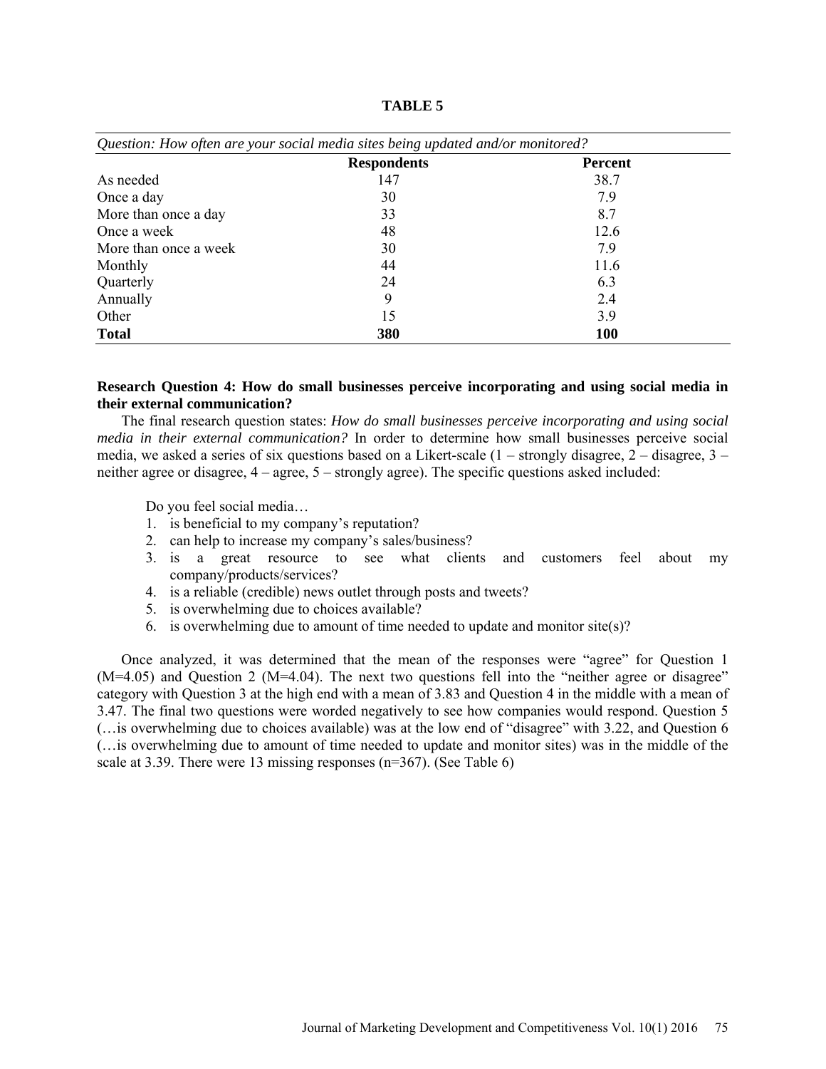**TABLE 5**

| *Question: How often are your social media sites being updated and/or monitored?* | | |
|---|---|---|
| | **Respondents** | **Percent** |
| As needed | 147 | 38.7 |
| Once a day | 30 | 7.9 |
| More than once a day | 33 | 8.7 |
| Once a week | 48 | 12.6 |
| More than once a week | 30 | 7.9 |
| Monthly | 44 | 11.6 |
| Quarterly | 24 | 6.3 |
| Annually | 9 | 2.4 |
| Other | 15 | 3.9 |
| **Total** | **380** | **100** |

**Research Question 4: How do small businesses perceive incorporating and using social media in their external communication?**

The final research question states: *How do small businesses perceive incorporating and using social media in their external communication?* In order to determine how small businesses perceive social media, we asked a series of six questions based on a Likert-scale (1 – strongly disagree, 2 – disagree, 3 – neither agree or disagree, 4 – agree, 5 – strongly agree). The specific questions asked included:

Do you feel social media…

1. is beneficial to my company's reputation?
2. can help to increase my company's sales/business?
3. is a great resource to see what clients and customers feel about my company/products/services?
4. is a reliable (credible) news outlet through posts and tweets?
5. is overwhelming due to choices available?
6. is overwhelming due to amount of time needed to update and monitor site(s)?

Once analyzed, it was determined that the mean of the responses were "agree" for Question 1 (M=4.05) and Question 2 (M=4.04). The next two questions fell into the "neither agree or disagree" category with Question 3 at the high end with a mean of 3.83 and Question 4 in the middle with a mean of 3.47. The final two questions were worded negatively to see how companies would respond. Question 5 (…is overwhelming due to choices available) was at the low end of "disagree" with 3.22, and Question 6 (…is overwhelming due to amount of time needed to update and monitor sites) was in the middle of the scale at 3.39. There were 13 missing responses (n=367). (See Table 6)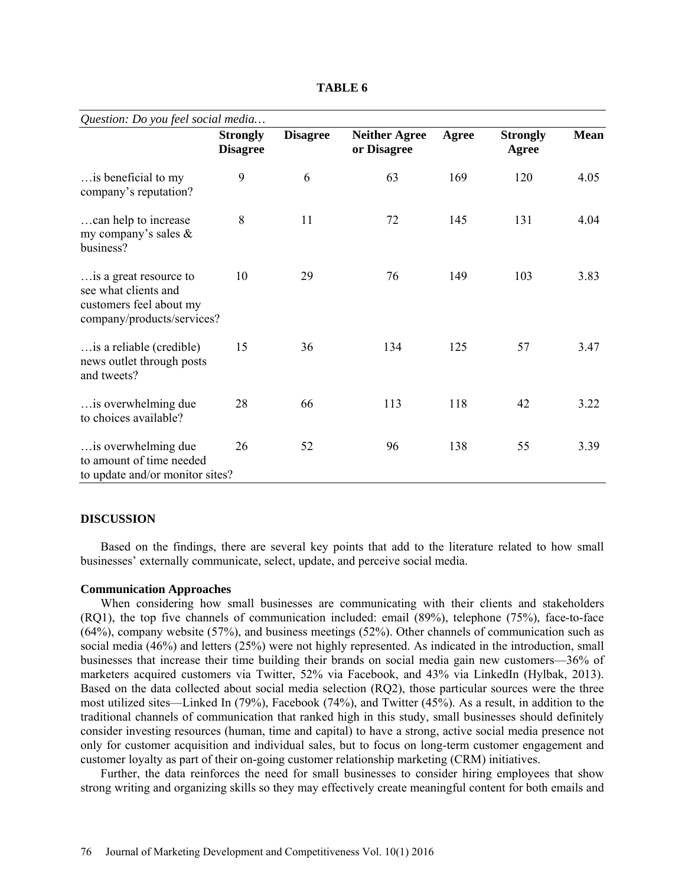**TABLE 6**

| *Question: Do you feel social media…* | **Strongly Disagree** | **Disagree** | **Neither Agree or Disagree** | **Agree** | **Strongly Agree** | **Mean** |
|---|---|---|---|---|---|---|
| …is beneficial to my company's reputation? | 9 | 6 | 63 | 169 | 120 | 4.05 |
| …can help to increase my company's sales & business? | 8 | 11 | 72 | 145 | 131 | 4.04 |
| …is a great resource to see what clients and customers feel about my company/products/services? | 10 | 29 | 76 | 149 | 103 | 3.83 |
| …is a reliable (credible) news outlet through posts and tweets? | 15 | 36 | 134 | 125 | 57 | 3.47 |
| …is overwhelming due to choices available? | 28 | 66 | 113 | 118 | 42 | 3.22 |
| …is overwhelming due to amount of time needed to update and/or monitor sites? | 26 | 52 | 96 | 138 | 55 | 3.39 |

## DISCUSSION

Based on the findings, there are several key points that add to the literature related to how small businesses' externally communicate, select, update, and perceive social media.

### Communication Approaches

When considering how small businesses are communicating with their clients and stakeholders (RQ1), the top five channels of communication included: email (89%), telephone (75%), face-to-face (64%), company website (57%), and business meetings (52%). Other channels of communication such as social media (46%) and letters (25%) were not highly represented. As indicated in the introduction, small businesses that increase their time building their brands on social media gain new customers—36% of marketers acquired customers via Twitter, 52% via Facebook, and 43% via LinkedIn (Hylbak, 2013). Based on the data collected about social media selection (RQ2), those particular sources were the three most utilized sites—Linked In (79%), Facebook (74%), and Twitter (45%). As a result, in addition to the traditional channels of communication that ranked high in this study, small businesses should definitely consider investing resources (human, time and capital) to have a strong, active social media presence not only for customer acquisition and individual sales, but to focus on long-term customer engagement and customer loyalty as part of their on-going customer relationship marketing (CRM) initiatives.

Further, the data reinforces the need for small businesses to consider hiring employees that show strong writing and organizing skills so they may effectively create meaningful content for both emails and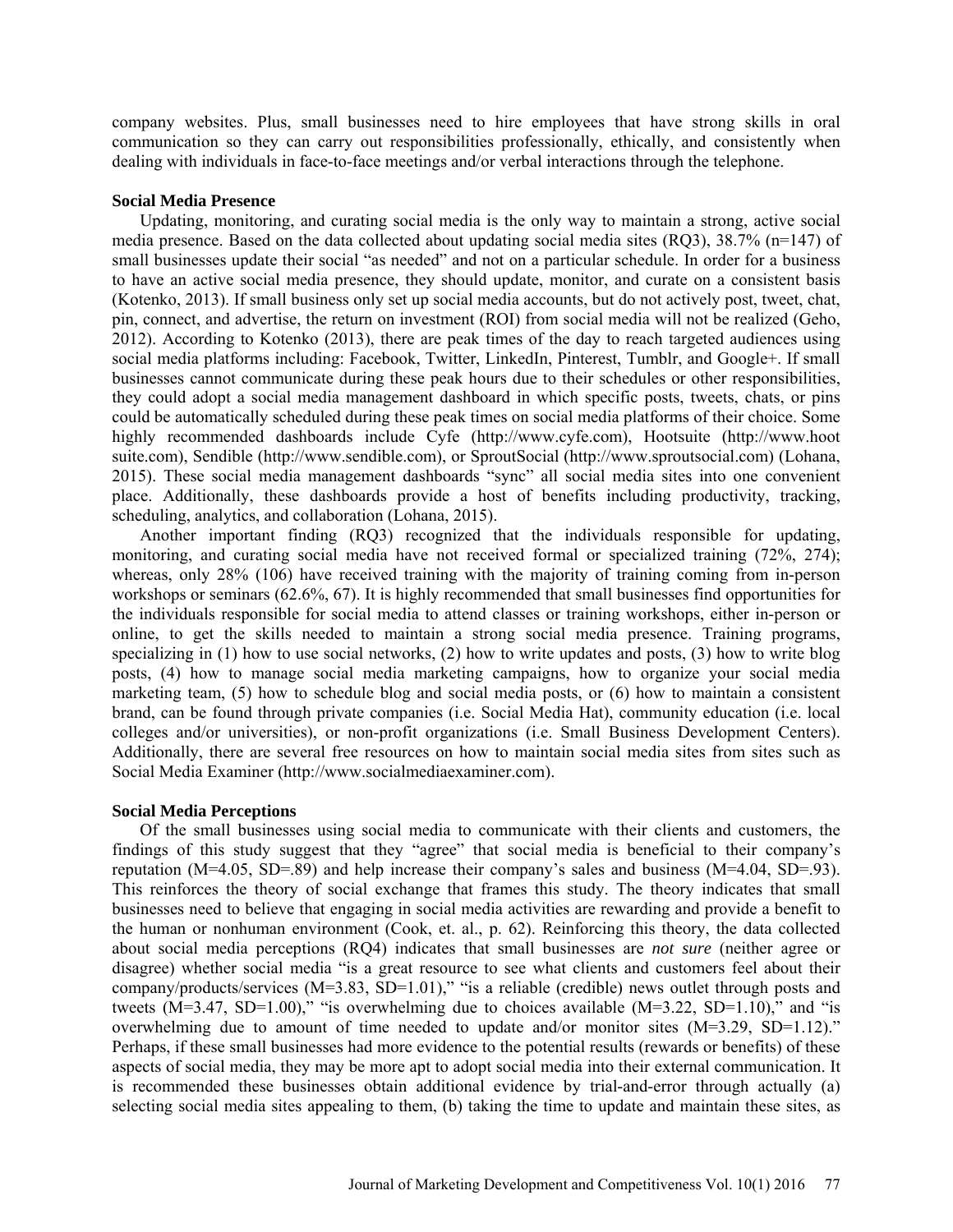company websites. Plus, small businesses need to hire employees that have strong skills in oral communication so they can carry out responsibilities professionally, ethically, and consistently when dealing with individuals in face-to-face meetings and/or verbal interactions through the telephone.

### Social Media Presence

Updating, monitoring, and curating social media is the only way to maintain a strong, active social media presence. Based on the data collected about updating social media sites (RQ3), 38.7% (n=147) of small businesses update their social "as needed" and not on a particular schedule. In order for a business to have an active social media presence, they should update, monitor, and curate on a consistent basis (Kotenko, 2013). If small business only set up social media accounts, but do not actively post, tweet, chat, pin, connect, and advertise, the return on investment (ROI) from social media will not be realized (Geho, 2012). According to Kotenko (2013), there are peak times of the day to reach targeted audiences using social media platforms including: Facebook, Twitter, LinkedIn, Pinterest, Tumblr, and Google+. If small businesses cannot communicate during these peak hours due to their schedules or other responsibilities, they could adopt a social media management dashboard in which specific posts, tweets, chats, or pins could be automatically scheduled during these peak times on social media platforms of their choice. Some highly recommended dashboards include Cyfe (http://www.cyfe.com), Hootsuite (http://www.hootsuite.com), Sendible (http://www.sendible.com), or SproutSocial (http://www.sproutsocial.com) (Lohana, 2015). These social media management dashboards "sync" all social media sites into one convenient place. Additionally, these dashboards provide a host of benefits including productivity, tracking, scheduling, analytics, and collaboration (Lohana, 2015).

Another important finding (RQ3) recognized that the individuals responsible for updating, monitoring, and curating social media have not received formal or specialized training (72%, 274); whereas, only 28% (106) have received training with the majority of training coming from in-person workshops or seminars (62.6%, 67). It is highly recommended that small businesses find opportunities for the individuals responsible for social media to attend classes or training workshops, either in-person or online, to get the skills needed to maintain a strong social media presence. Training programs, specializing in (1) how to use social networks, (2) how to write updates and posts, (3) how to write blog posts, (4) how to manage social media marketing campaigns, how to organize your social media marketing team, (5) how to schedule blog and social media posts, or (6) how to maintain a consistent brand, can be found through private companies (i.e. Social Media Hat), community education (i.e. local colleges and/or universities), or non-profit organizations (i.e. Small Business Development Centers). Additionally, there are several free resources on how to maintain social media sites from sites such as Social Media Examiner (http://www.socialmediaexaminer.com).

### Social Media Perceptions

Of the small businesses using social media to communicate with their clients and customers, the findings of this study suggest that they "agree" that social media is beneficial to their company's reputation (M=4.05, SD=.89) and help increase their company's sales and business (M=4.04, SD=.93). This reinforces the theory of social exchange that frames this study. The theory indicates that small businesses need to believe that engaging in social media activities are rewarding and provide a benefit to the human or nonhuman environment (Cook, et. al., p. 62). Reinforcing this theory, the data collected about social media perceptions (RQ4) indicates that small businesses are *not sure* (neither agree or disagree) whether social media "is a great resource to see what clients and customers feel about their company/products/services (M=3.83, SD=1.01)," "is a reliable (credible) news outlet through posts and tweets (M=3.47, SD=1.00)," "is overwhelming due to choices available (M=3.22, SD=1.10)," and "is overwhelming due to amount of time needed to update and/or monitor sites (M=3.29, SD=1.12)." Perhaps, if these small businesses had more evidence to the potential results (rewards or benefits) of these aspects of social media, they may be more apt to adopt social media into their external communication. It is recommended these businesses obtain additional evidence by trial-and-error through actually (a) selecting social media sites appealing to them, (b) taking the time to update and maintain these sites, as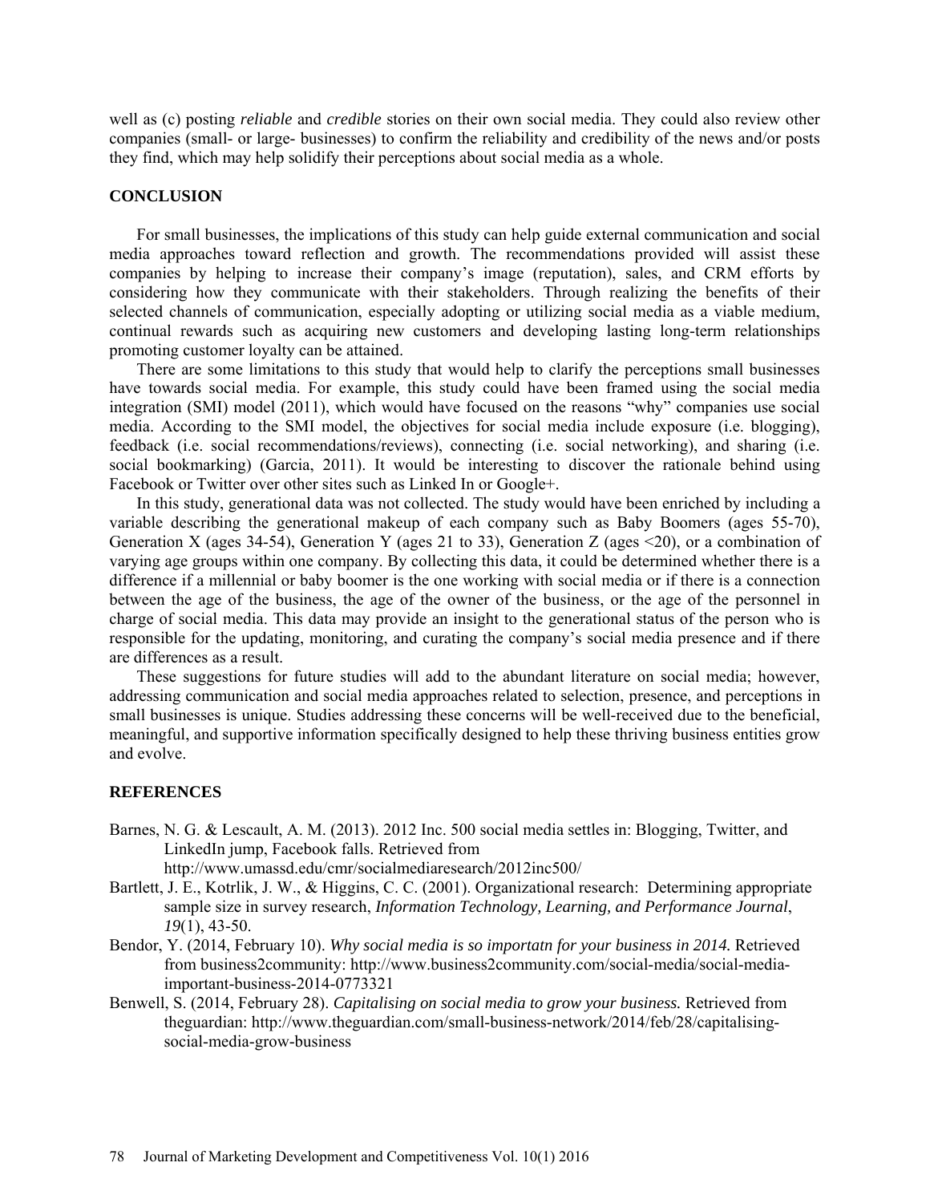well as (c) posting *reliable* and *credible* stories on their own social media. They could also review other companies (small- or large- businesses) to confirm the reliability and credibility of the news and/or posts they find, which may help solidify their perceptions about social media as a whole.

## CONCLUSION

For small businesses, the implications of this study can help guide external communication and social media approaches toward reflection and growth. The recommendations provided will assist these companies by helping to increase their company's image (reputation), sales, and CRM efforts by considering how they communicate with their stakeholders. Through realizing the benefits of their selected channels of communication, especially adopting or utilizing social media as a viable medium, continual rewards such as acquiring new customers and developing lasting long-term relationships promoting customer loyalty can be attained.

There are some limitations to this study that would help to clarify the perceptions small businesses have towards social media. For example, this study could have been framed using the social media integration (SMI) model (2011), which would have focused on the reasons "why" companies use social media. According to the SMI model, the objectives for social media include exposure (i.e. blogging), feedback (i.e. social recommendations/reviews), connecting (i.e. social networking), and sharing (i.e. social bookmarking) (Garcia, 2011). It would be interesting to discover the rationale behind using Facebook or Twitter over other sites such as Linked In or Google+.

In this study, generational data was not collected. The study would have been enriched by including a variable describing the generational makeup of each company such as Baby Boomers (ages 55-70), Generation X (ages 34-54), Generation Y (ages 21 to 33), Generation Z (ages <20), or a combination of varying age groups within one company. By collecting this data, it could be determined whether there is a difference if a millennial or baby boomer is the one working with social media or if there is a connection between the age of the business, the age of the owner of the business, or the age of the personnel in charge of social media. This data may provide an insight to the generational status of the person who is responsible for the updating, monitoring, and curating the company's social media presence and if there are differences as a result.

These suggestions for future studies will add to the abundant literature on social media; however, addressing communication and social media approaches related to selection, presence, and perceptions in small businesses is unique. Studies addressing these concerns will be well-received due to the beneficial, meaningful, and supportive information specifically designed to help these thriving business entities grow and evolve.

## REFERENCES

Barnes, N. G. & Lescault, A. M. (2013). 2012 Inc. 500 social media settles in: Blogging, Twitter, and LinkedIn jump, Facebook falls. Retrieved from http://www.umassd.edu/cmr/socialmediaresearch/2012inc500/

Bartlett, J. E., Kotrlik, J. W., & Higgins, C. C. (2001). Organizational research: Determining appropriate sample size in survey research, *Information Technology, Learning, and Performance Journal*, *19*(1), 43-50.

Bendor, Y. (2014, February 10). *Why social media is so importatn for your business in 2014.* Retrieved from business2community: http://www.business2community.com/social-media/social-media-important-business-2014-0773321

Benwell, S. (2014, February 28). *Capitalising on social media to grow your business.* Retrieved from theguardian: http://www.theguardian.com/small-business-network/2014/feb/28/capitalising-social-media-grow-business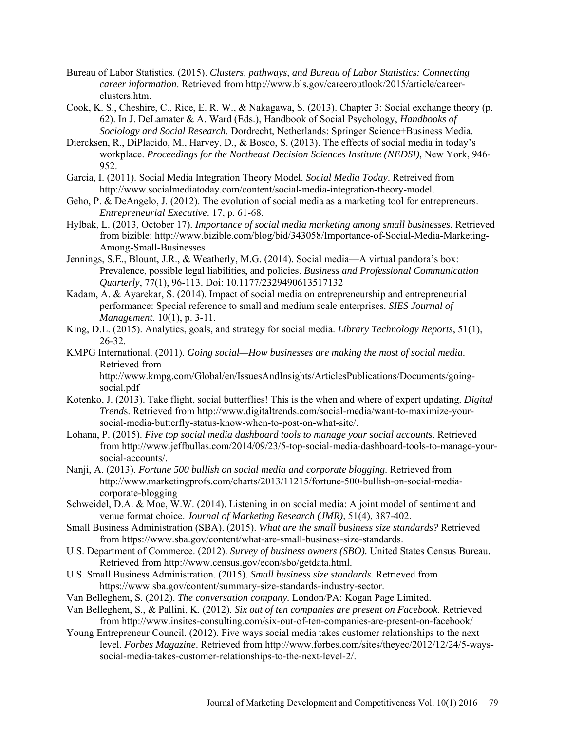Bureau of Labor Statistics. (2015). *Clusters, pathways, and Bureau of Labor Statistics: Connecting career information*. Retrieved from http://www.bls.gov/careeroutlook/2015/article/career-clusters.htm.

Cook, K. S., Cheshire, C., Rice, E. R. W., & Nakagawa, S. (2013). Chapter 3: Social exchange theory (p. 62). In J. DeLamater & A. Ward (Eds.), Handbook of Social Psychology, *Handbooks of Sociology and Social Research*. Dordrecht, Netherlands: Springer Science+Business Media.

Diercksen, R., DiPlacido, M., Harvey, D., & Bosco, S. (2013). The effects of social media in today's workplace. *Proceedings for the Northeast Decision Sciences Institute (NEDSI),* New York, 946-952.

Garcia, I. (2011). Social Media Integration Theory Model. *Social Media Today*. Retreived from http://www.socialmediatoday.com/content/social-media-integration-theory-model.

Geho, P. & DeAngelo, J. (2012). The evolution of social media as a marketing tool for entrepreneurs. *Entrepreneurial Executive*. 17, p. 61-68.

Hylbak, L. (2013, October 17). *Importance of social media marketing among small businesses.* Retrieved from bizible: http://www.bizible.com/blog/bid/343058/Importance-of-Social-Media-Marketing-Among-Small-Businesses

Jennings, S.E., Blount, J.R., & Weatherly, M.G. (2014). Social media—A virtual pandora's box: Prevalence, possible legal liabilities, and policies. *Business and Professional Communication Quarterly*, 77(1), 96-113. Doi: 10.1177/2329490613517132

Kadam, A. & Ayarekar, S. (2014). Impact of social media on entrepreneurship and entrepreneurial performance: Special reference to small and medium scale enterprises. *SIES Journal of Management*. 10(1), p. 3-11.

King, D.L. (2015). Analytics, goals, and strategy for social media. *Library Technology Reports*, 51(1), 26-32.

KMPG International. (2011). *Going social—How businesses are making the most of social media*. Retrieved from http://www.kmpg.com/Global/en/IssuesAndInsights/ArticlesPublications/Documents/going-social.pdf

Kotenko, J. (2013). Take flight, social butterflies! This is the when and where of expert updating. *Digital Trends*. Retrieved from http://www.digitaltrends.com/social-media/want-to-maximize-your-social-media-butterfly-status-know-when-to-post-on-what-site/.

Lohana, P. (2015). *Five top social media dashboard tools to manage your social accounts*. Retrieved from http://www.jeffbullas.com/2014/09/23/5-top-social-media-dashboard-tools-to-manage-your-social-accounts/.

Nanji, A. (2013). *Fortune 500 bullish on social media and corporate blogging*. Retrieved from http://www.marketingprofs.com/charts/2013/11215/fortune-500-bullish-on-social-media-corporate-blogging

Schweidel, D.A. & Moe, W.W. (2014). Listening in on social media: A joint model of sentiment and venue format choice. *Journal of Marketing Research (JMR),* 51(4), 387-402.

Small Business Administration (SBA). (2015). *What are the small business size standards?* Retrieved from https://www.sba.gov/content/what-are-small-business-size-standards.

U.S. Department of Commerce. (2012). *Survey of business owners (SBO).* United States Census Bureau. Retrieved from http://www.census.gov/econ/sbo/getdata.html.

U.S. Small Business Administration. (2015). *Small business size standards.* Retrieved from https://www.sba.gov/content/summary-size-standards-industry-sector.

Van Belleghem, S. (2012). *The conversation company.* London/PA: Kogan Page Limited.

Van Belleghem, S., & Pallini, K. (2012). *Six out of ten companies are present on Facebook*. Retrieved from http://www.insites-consulting.com/six-out-of-ten-companies-are-present-on-facebook/

Young Entrepreneur Council. (2012). Five ways social media takes customer relationships to the next level. *Forbes Magazine*. Retrieved from http://www.forbes.com/sites/theyec/2012/12/24/5-ways-social-media-takes-customer-relationships-to-the-next-level-2/.